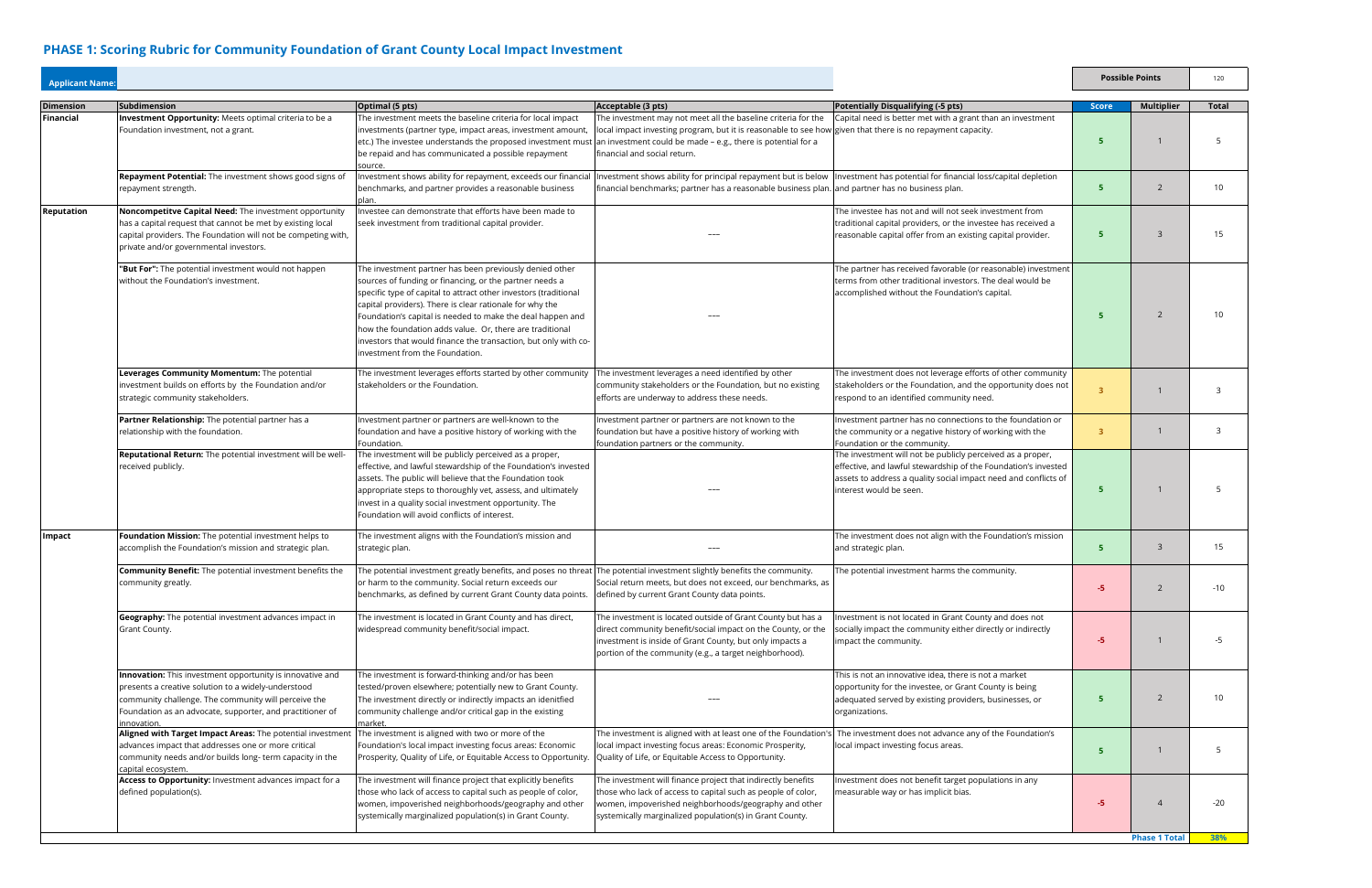## PHASE 1: Scoring Rubric for Community Foundation of Grant County Local Impact Investment

| Applicant Name: | | | | | Possible Points | | 120 |
|---|---|---|---|---|---|---|---|

| Dimension | Subdimension | Optimal (5 pts) | Acceptable (3 pts) | Potentially Disqualifying (-5 pts) | Score | Multiplier | Total |
|---|---|---|---|---|---|---|---|
| **Financial** | **Investment Opportunity:** Meets optimal criteria to be a Foundation investment, not a grant. | The investment meets the baseline criteria for local impact investments (partner type, impact areas, investment amount, etc.) The investee understands the proposed investment must be repaid and has communicated a possible repayment source. | The investment may not meet all the baseline criteria for the local impact investing program, but it is reasonable to see how an investment could be made – e.g., there is potential for a financial and social return. | Capital need is better met with a grant than an investment given that there is no repayment capacity. | 5 | 1 | 5 |
| | **Repayment Potential:** The investment shows good signs of repayment strength. | Investment shows ability for repayment, exceeds our financial benchmarks, and partner provides a reasonable business plan. | Investment shows ability for principal repayment but is below financial benchmarks; partner has a reasonable business plan. | Investment has potential for financial loss/capital depletion and partner has no business plan. | 5 | 2 | 10 |
| **Reputation** | **Noncompetitve Capital Need:** The investment opportunity has a capital request that cannot be met by existing local capital providers. The Foundation will not be competing with, private and/or governmental investors. | Investee can demonstrate that efforts have been made to seek investment from traditional capital provider. | --- | The investee has not and will not seek investment from traditional capital providers, or the investee has received a reasonable capital offer from an existing capital provider. | 5 | 3 | 15 |
| | **"But For":** The potential investment would not happen without the Foundation's investment. | The investment partner has been previously denied other sources of funding or financing, or the partner needs a specific type of capital to attract other investors (traditional capital providers). There is clear rationale for why the Foundation's capital is needed to make the deal happen and how the foundation adds value. Or, there are traditional investors that would finance the transaction, but only with co-investment from the Foundation. | --- | The partner has received favorable (or reasonable) investment terms from other traditional investors. The deal would be accomplished without the Foundation's capital. | 5 | 2 | 10 |
| | **Leverages Community Momentum:** The potential investment builds on efforts by the Foundation and/or strategic community stakeholders. | The investment leverages efforts started by other community stakeholders or the Foundation. | The investment leverages a need identified by other community stakeholders or the Foundation, but no existing efforts are underway to address these needs. | The investment does not leverage efforts of other community stakeholders or the Foundation, and the opportunity does not respond to an identified community need. | 3 | 1 | 3 |
| | **Partner Relationship:** The potential partner has a relationship with the foundation. | Investment partner or partners are well-known to the foundation and have a positive history of working with the Foundation. | Investment partner or partners are not known to the foundation but have a positive history of working with foundation partners or the community. | Investment partner has no connections to the foundation or the community or a negative history of working with the Foundation or the community. | 3 | 1 | 3 |
| | **Reputational Return:** The potential investment will be well-received publicly. | The investment will be publicly perceived as a proper, effective, and lawful stewardship of the Foundation's invested assets. The public will believe that the Foundation took appropriate steps to thoroughly vet, assess, and ultimately invest in a quality social investment opportunity. The Foundation will avoid conflicts of interest. | --- | The investment will not be publicly perceived as a proper, effective, and lawful stewardship of the Foundation's invested assets to address a quality social impact need and conflicts of interest would be seen. | 5 | 1 | 5 |
| **Impact** | **Foundation Mission:** The potential investment helps to accomplish the Foundation's mission and strategic plan. | The investment aligns with the Foundation's mission and strategic plan. | --- | The investment does not align with the Foundation's mission and strategic plan. | 5 | 3 | 15 |
| | **Community Benefit:** The potential investment benefits the community greatly. | The potential investment greatly benefits, and poses no threat or harm to the community. Social return exceeds our benchmarks, as defined by current Grant County data points. | The potential investment slightly benefits the community. Social return meets, but does not exceed, our benchmarks, as defined by current Grant County data points. | The potential investment harms the community. | -5 | 2 | -10 |
| | **Geography:** The potential investment advances impact in Grant County. | The investment is located in Grant County and has direct, widespread community benefit/social impact. | The investment is located outside of Grant County but has a direct community benefit/social impact on the County, or the investment is inside of Grant County, but only impacts a portion of the community (e.g., a target neighborhood). | Investment is not located in Grant County and does not socially impact the community either directly or indirectly impact the community. | -5 | 1 | -5 |
| | **Innovation:** This investment opportunity is innovative and presents a creative solution to a widely-understood community challenge. The community will perceive the Foundation as an advocate, supporter, and practitioner of innovation. | The investment is forward-thinking and/or has been tested/proven elsewhere; potentially new to Grant County. The investment directly or indirectly impacts an idenitfied community challenge and/or critical gap in the existing market. | --- | This is not an innovative idea, there is not a market opportunity for the investee, or Grant County is being adequated served by existing providers, businesses, or organizations. | 5 | 2 | 10 |
| | **Aligned with Target Impact Areas:** The potential investment advances impact that addresses one or more critical community needs and/or builds long- term capacity in the capital ecosystem. | The investment is aligned with two or more of the Foundation's local impact investing focus areas: Economic Prosperity, Quality of Life, or Equitable Access to Opportunity. | The investment is aligned with at least one of the Foundation's local impact investing focus areas: Economic Prosperity, Quality of Life, or Equitable Access to Opportunity. | The investment does not advance any of the Foundation's local impact investing focus areas. | 5 | 1 | 5 |
| | **Access to Opportunity:** Investment advances impact for a defined population(s). | The investment will finance project that explicitly benefits those who lack of access to capital such as people of color, women, impoverished neighborhoods/geography and other systemically marginalized population(s) in Grant County. | The investment will finance project that indirectly benefits those who lack of access to capital such as people of color, women, impoverished neighborhoods/geography and other systemically marginalized population(s) in Grant County. | Investment does not benefit target populations in any measurable way or has implicit bias. | -5 | 4 | -20 |
| | | | | | | **Phase 1 Total** | **38%** |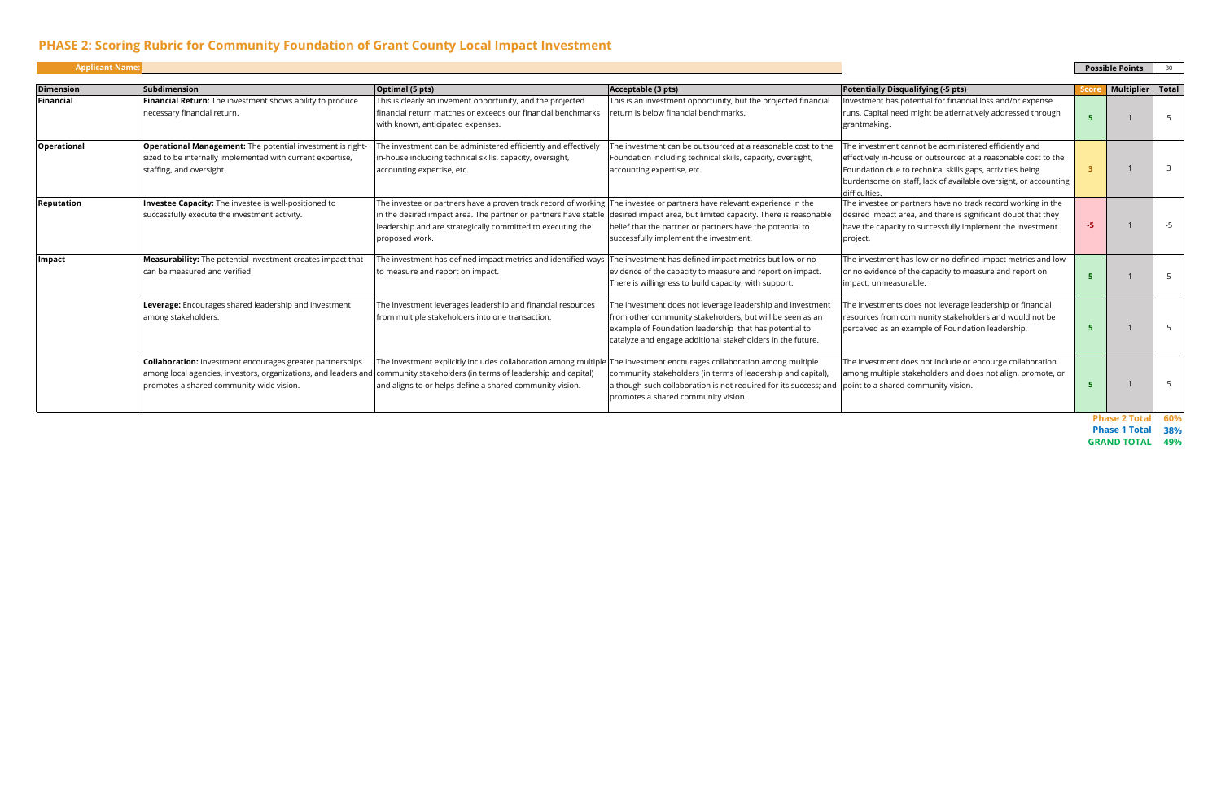## PHASE 2: Scoring Rubric for Community Foundation of Grant County Local Impact Investment

**Applicant Name:**

**Possible Points** 30

| Dimension | Subdimension | Optimal (5 pts) | Acceptable (3 pts) | Potentially Disqualifying (-5 pts) | Score | Multiplier | Total |
|---|---|---|---|---|---|---|---|
| **Financial** | **Financial Return:** The investment shows ability to produce necessary financial return. | This is clearly an invement opportunity, and the projected financial return matches or exceeds our financial benchmarks with known, anticipated expenses. | This is an investment opportunity, but the projected financial return is below financial benchmarks. | Investment has potential for financial loss and/or expense runs. Capital need might be alternatively addressed through grantmaking. | 5 | 1 | 5 |
| **Operational** | **Operational Management:** The potential investment is right-sized to be internally implemented with current expertise, staffing, and oversight. | The investment can be administered efficiently and effectively in-house including technical skills, capacity, oversight, accounting expertise, etc. | The investment can be outsourced at a reasonable cost to the Foundation including technical skills, capacity, oversight, accounting expertise, etc. | The investment cannot be administered efficiently and effectively in-house or outsourced at a reasonable cost to the Foundation due to technical skills gaps, activities being burdensome on staff, lack of available oversight, or accounting difficulties. | 3 | 1 | 3 |
| **Reputation** | **Investee Capacity:** The investee is well-positioned to successfully execute the investment activity. | The investee or partners have a proven track record of working in the desired impact area. The partner or partners have stable leadership and are strategically committed to executing the proposed work. | The investee or partners have relevant experience in the desired impact area, but limited capacity. There is reasonable belief that the partner or partners have the potential to successfully implement the investment. | The investee or partners have no track record working in the desired impact area, and there is significant doubt that they have the capacity to successfully implement the investment project. | -5 | 1 | -5 |
| **Impact** | **Measurability:** The potential investment creates impact that can be measured and verified. | The investment has defined impact metrics and identified ways to measure and report on impact. | The investment has defined impact metrics but low or no evidence of the capacity to measure and report on impact. There is willingness to build capacity, with support. | The investment has low or no defined impact metrics and low or no evidence of the capacity to measure and report on impact; unmeasurable. | 5 | 1 | 5 |
| | **Leverage:** Encourages shared leadership and investment among stakeholders. | The investment leverages leadership and financial resources from multiple stakeholders into one transaction. | The investment does not leverage leadership and investment from other community stakeholders, but will be seen as an example of Foundation leadership that has potential to catalyze and engage additional stakeholders in the future. | The investments does not leverage leadership or financial resources from community stakeholders and would not be perceived as an example of Foundation leadership. | 5 | 1 | 5 |
| | **Collaboration:** Investment encourages greater partnerships among local agencies, investors, organizations, and leaders and promotes a shared community-wide vision. | The investment explicitly includes collaboration among multiple community stakeholders (in terms of leadership and capital) and aligns to or helps define a shared community vision. | The investment encourages collaboration among multiple community stakeholders (in terms of leadership and capital), although such collaboration is not required for its success; and promotes a shared community vision. | The investment does not include or encourge collaboration among multiple stakeholders and does not align, promote, or point to a shared community vision. | 5 | 1 | 5 |

**Phase 2 Total** 60%
**Phase 1 Total** 38%
**GRAND TOTAL** 49%